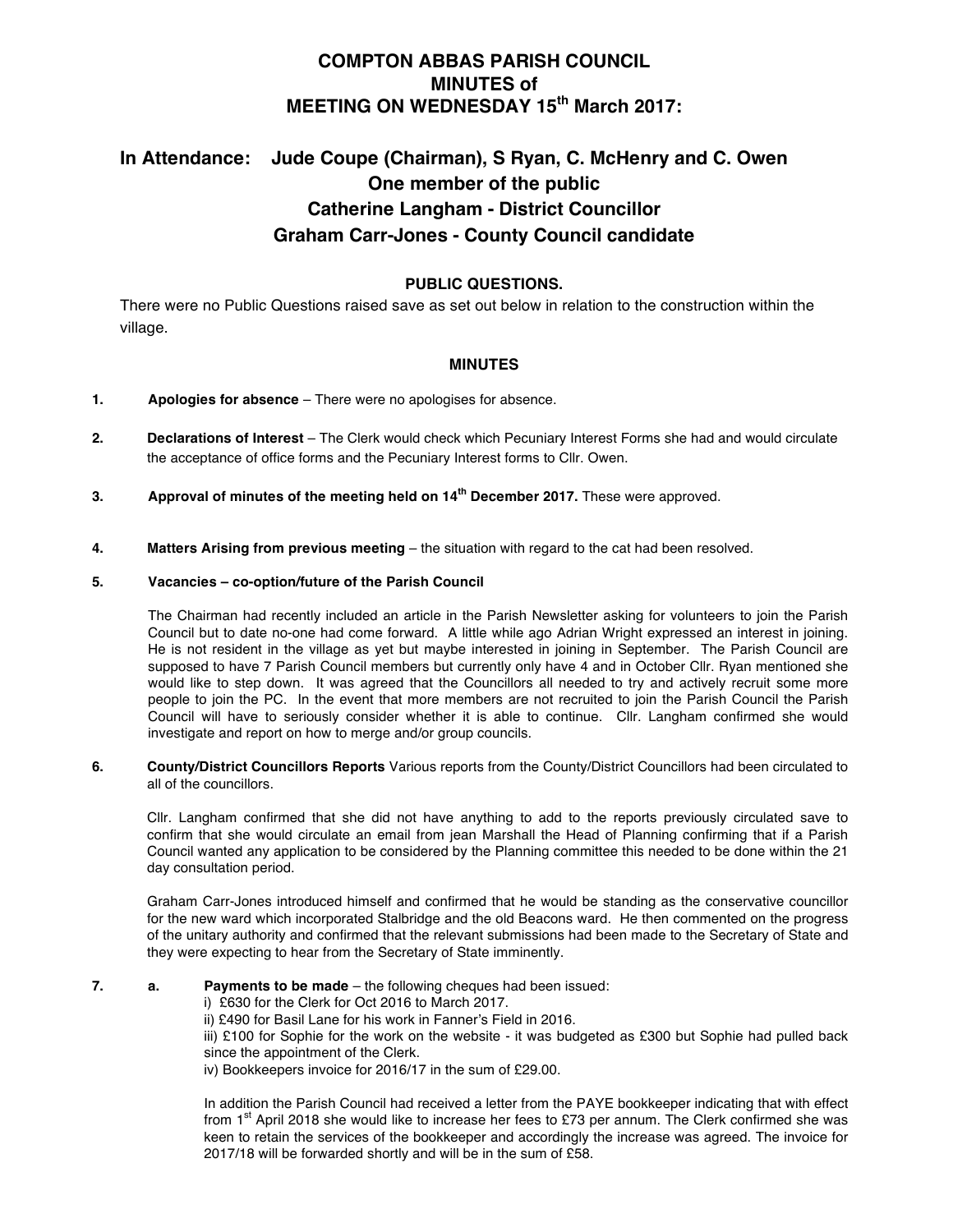# COMPTON ABBAS PARISH COUNCIL
# MINUTES of
# MEETING ON WEDNESDAY 15th March 2017:

## In Attendance: Jude Coupe (Chairman), S Ryan, C. McHenry and C. Owen
## One member of the public
## Catherine Langham - District Councillor
## Graham Carr-Jones - County Council candidate

### PUBLIC QUESTIONS.

There were no Public Questions raised save as set out below in relation to the construction within the village.

### MINUTES

**1. Apologies for absence** – There were no apologises for absence.

**2. Declarations of Interest** – The Clerk would check which Pecuniary Interest Forms she had and would circulate the acceptance of office forms and the Pecuniary Interest forms to Cllr. Owen.

**3. Approval of minutes of the meeting held on 14th December 2017.** These were approved.

**4. Matters Arising from previous meeting** – the situation with regard to the cat had been resolved.

**5. Vacancies – co-option/future of the Parish Council**

The Chairman had recently included an article in the Parish Newsletter asking for volunteers to join the Parish Council but to date no-one had come forward. A little while ago Adrian Wright expressed an interest in joining. He is not resident in the village as yet but maybe interested in joining in September. The Parish Council are supposed to have 7 Parish Council members but currently only have 4 and in October Cllr. Ryan mentioned she would like to step down. It was agreed that the Councillors all needed to try and actively recruit some more people to join the PC. In the event that more members are not recruited to join the Parish Council the Parish Council will have to seriously consider whether it is able to continue. Cllr. Langham confirmed she would investigate and report on how to merge and/or group councils.

**6. County/District Councillors Reports** Various reports from the County/District Councillors had been circulated to all of the councillors.

Cllr. Langham confirmed that she did not have anything to add to the reports previously circulated save to confirm that she would circulate an email from jean Marshall the Head of Planning confirming that if a Parish Council wanted any application to be considered by the Planning committee this needed to be done within the 21 day consultation period.

Graham Carr-Jones introduced himself and confirmed that he would be standing as the conservative councillor for the new ward which incorporated Stalbridge and the old Beacons ward. He then commented on the progress of the unitary authority and confirmed that the relevant submissions had been made to the Secretary of State and they were expecting to hear from the Secretary of State imminently.

**7. a. Payments to be made** – the following cheques had been issued:

i) £630 for the Clerk for Oct 2016 to March 2017.
ii) £490 for Basil Lane for his work in Fanner's Field in 2016.
iii) £100 for Sophie for the work on the website - it was budgeted as £300 but Sophie had pulled back since the appointment of the Clerk.
iv) Bookkeepers invoice for 2016/17 in the sum of £29.00.

In addition the Parish Council had received a letter from the PAYE bookkeeper indicating that with effect from 1st April 2018 she would like to increase her fees to £73 per annum. The Clerk confirmed she was keen to retain the services of the bookkeeper and accordingly the increase was agreed. The invoice for 2017/18 will be forwarded shortly and will be in the sum of £58.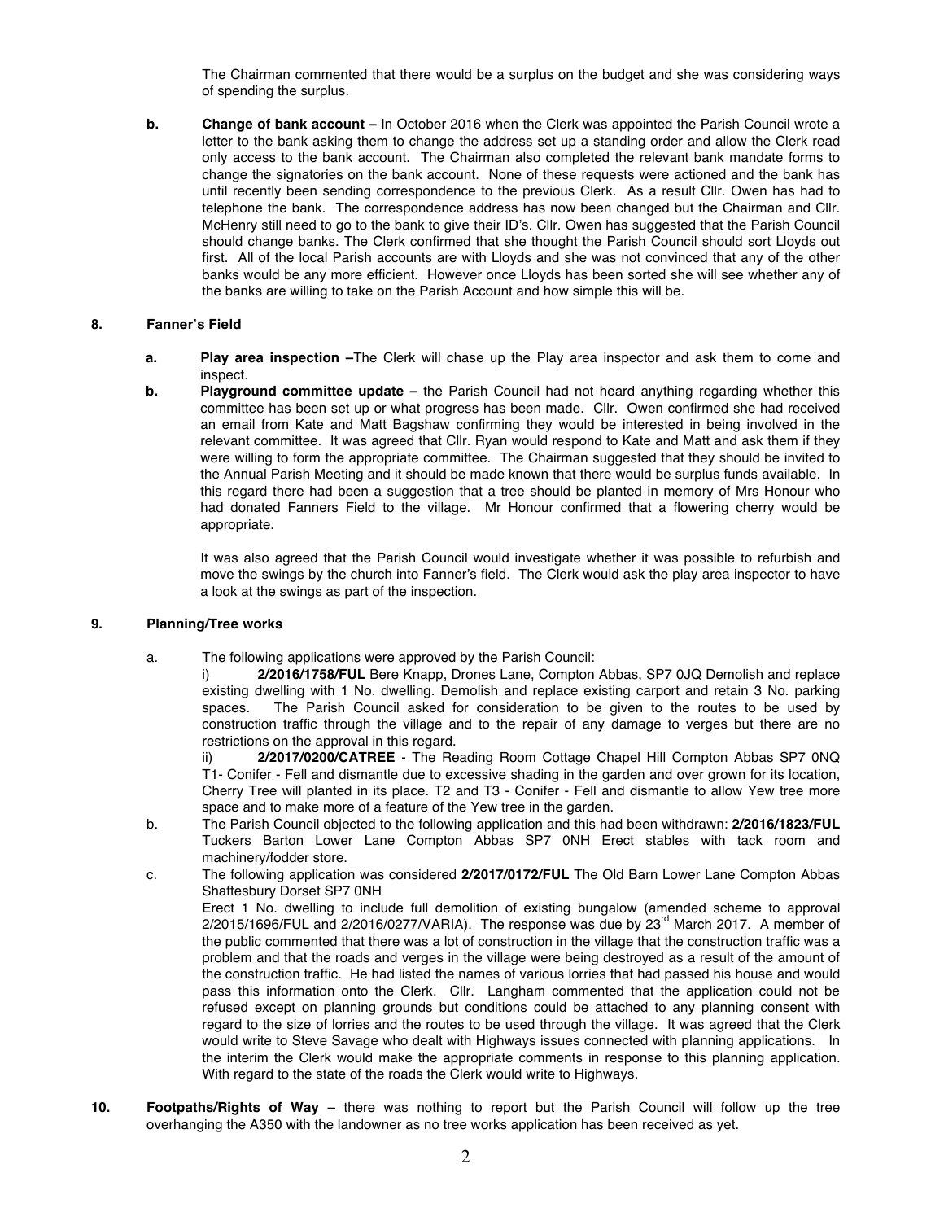The Chairman commented that there would be a surplus on the budget and she was considering ways of spending the surplus.

**b.** **Change of bank account –** In October 2016 when the Clerk was appointed the Parish Council wrote a letter to the bank asking them to change the address set up a standing order and allow the Clerk read only access to the bank account. The Chairman also completed the relevant bank mandate forms to change the signatories on the bank account. None of these requests were actioned and the bank has until recently been sending correspondence to the previous Clerk. As a result Cllr. Owen has had to telephone the bank. The correspondence address has now been changed but the Chairman and Cllr. McHenry still need to go to the bank to give their ID's. Cllr. Owen has suggested that the Parish Council should change banks. The Clerk confirmed that she thought the Parish Council should sort Lloyds out first. All of the local Parish accounts are with Lloyds and she was not convinced that any of the other banks would be any more efficient. However once Lloyds has been sorted she will see whether any of the banks are willing to take on the Parish Account and how simple this will be.

**8. Fanner's Field**

**a.** **Play area inspection –**The Clerk will chase up the Play area inspector and ask them to come and inspect.

**b.** **Playground committee update –** the Parish Council had not heard anything regarding whether this committee has been set up or what progress has been made. Cllr. Owen confirmed she had received an email from Kate and Matt Bagshaw confirming they would be interested in being involved in the relevant committee. It was agreed that Cllr. Ryan would respond to Kate and Matt and ask them if they were willing to form the appropriate committee. The Chairman suggested that they should be invited to the Annual Parish Meeting and it should be made known that there would be surplus funds available. In this regard there had been a suggestion that a tree should be planted in memory of Mrs Honour who had donated Fanners Field to the village. Mr Honour confirmed that a flowering cherry would be appropriate.

It was also agreed that the Parish Council would investigate whether it was possible to refurbish and move the swings by the church into Fanner's field. The Clerk would ask the play area inspector to have a look at the swings as part of the inspection.

**9. Planning/Tree works**

a. The following applications were approved by the Parish Council:

i) **2/2016/1758/FUL** Bere Knapp, Drones Lane, Compton Abbas, SP7 0JQ Demolish and replace existing dwelling with 1 No. dwelling. Demolish and replace existing carport and retain 3 No. parking spaces. The Parish Council asked for consideration to be given to the routes to be used by construction traffic through the village and to the repair of any damage to verges but there are no restrictions on the approval in this regard.

ii) **2/2017/0200/CATREE** - The Reading Room Cottage Chapel Hill Compton Abbas SP7 0NQ T1- Conifer - Fell and dismantle due to excessive shading in the garden and over grown for its location, Cherry Tree will planted in its place. T2 and T3 - Conifer - Fell and dismantle to allow Yew tree more space and to make more of a feature of the Yew tree in the garden.

b. The Parish Council objected to the following application and this had been withdrawn: **2/2016/1823/FUL** Tuckers Barton Lower Lane Compton Abbas SP7 0NH Erect stables with tack room and machinery/fodder store.

c. The following application was considered **2/2017/0172/FUL** The Old Barn Lower Lane Compton Abbas Shaftesbury Dorset SP7 0NH

Erect 1 No. dwelling to include full demolition of existing bungalow (amended scheme to approval 2/2015/1696/FUL and 2/2016/0277/VARIA). The response was due by 23rd March 2017. A member of the public commented that there was a lot of construction in the village that the construction traffic was a problem and that the roads and verges in the village were being destroyed as a result of the amount of the construction traffic. He had listed the names of various lorries that had passed his house and would pass this information onto the Clerk. Cllr. Langham commented that the application could not be refused except on planning grounds but conditions could be attached to any planning consent with regard to the size of lorries and the routes to be used through the village. It was agreed that the Clerk would write to Steve Savage who dealt with Highways issues connected with planning applications. In the interim the Clerk would make the appropriate comments in response to this planning application. With regard to the state of the roads the Clerk would write to Highways.

**10. Footpaths/Rights of Way** – there was nothing to report but the Parish Council will follow up the tree overhanging the A350 with the landowner as no tree works application has been received as yet.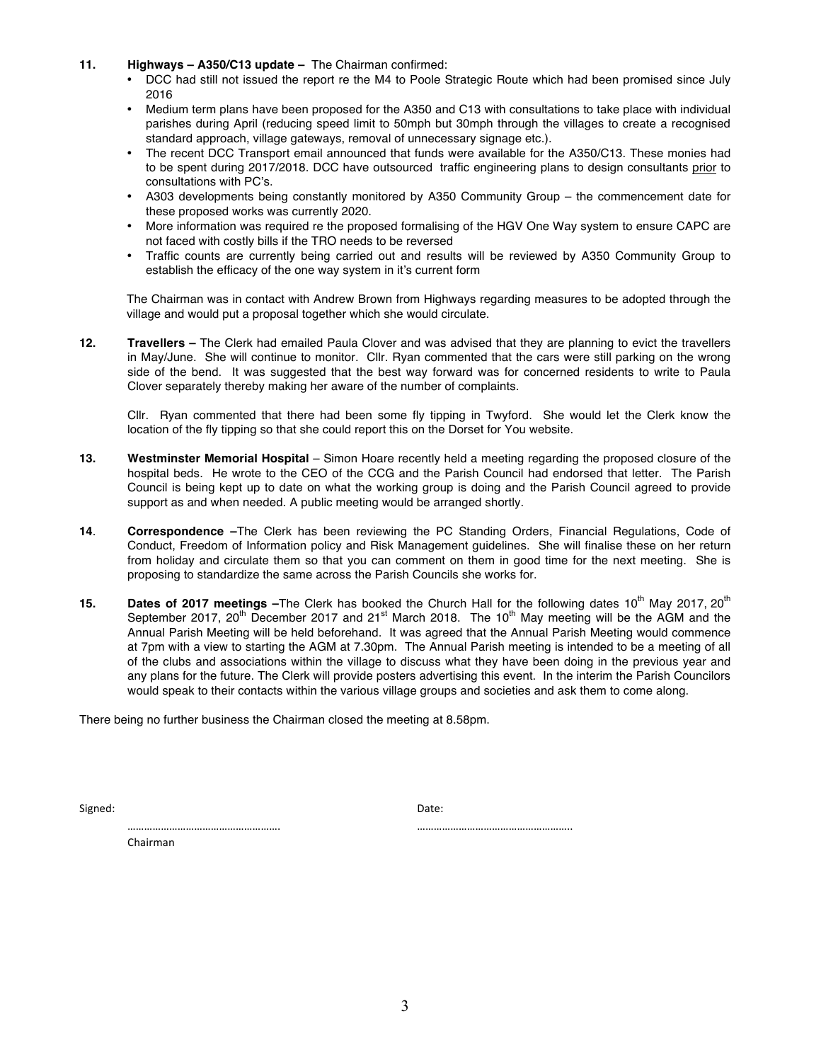**11. Highways – A350/C13 update –** The Chairman confirmed:

- DCC had still not issued the report re the M4 to Poole Strategic Route which had been promised since July 2016
- Medium term plans have been proposed for the A350 and C13 with consultations to take place with individual parishes during April (reducing speed limit to 50mph but 30mph through the villages to create a recognised standard approach, village gateways, removal of unnecessary signage etc.).
- The recent DCC Transport email announced that funds were available for the A350/C13. These monies had to be spent during 2017/2018. DCC have outsourced traffic engineering plans to design consultants prior to consultations with PC's.
- A303 developments being constantly monitored by A350 Community Group – the commencement date for these proposed works was currently 2020.
- More information was required re the proposed formalising of the HGV One Way system to ensure CAPC are not faced with costly bills if the TRO needs to be reversed
- Traffic counts are currently being carried out and results will be reviewed by A350 Community Group to establish the efficacy of the one way system in it's current form

The Chairman was in contact with Andrew Brown from Highways regarding measures to be adopted through the village and would put a proposal together which she would circulate.

**12. Travellers –** The Clerk had emailed Paula Clover and was advised that they are planning to evict the travellers in May/June. She will continue to monitor. Cllr. Ryan commented that the cars were still parking on the wrong side of the bend. It was suggested that the best way forward was for concerned residents to write to Paula Clover separately thereby making her aware of the number of complaints.

Cllr. Ryan commented that there had been some fly tipping in Twyford. She would let the Clerk know the location of the fly tipping so that she could report this on the Dorset for You website.

**13. Westminster Memorial Hospital** – Simon Hoare recently held a meeting regarding the proposed closure of the hospital beds. He wrote to the CEO of the CCG and the Parish Council had endorsed that letter. The Parish Council is being kept up to date on what the working group is doing and the Parish Council agreed to provide support as and when needed. A public meeting would be arranged shortly.

**14. Correspondence –**The Clerk has been reviewing the PC Standing Orders, Financial Regulations, Code of Conduct, Freedom of Information policy and Risk Management guidelines. She will finalise these on her return from holiday and circulate them so that you can comment on them in good time for the next meeting. She is proposing to standardize the same across the Parish Councils she works for.

**15. Dates of 2017 meetings –**The Clerk has booked the Church Hall for the following dates 10th May 2017, 20th September 2017, 20th December 2017 and 21st March 2018. The 10th May meeting will be the AGM and the Annual Parish Meeting will be held beforehand. It was agreed that the Annual Parish Meeting would commence at 7pm with a view to starting the AGM at 7.30pm. The Annual Parish meeting is intended to be a meeting of all of the clubs and associations within the village to discuss what they have been doing in the previous year and any plans for the future. The Clerk will provide posters advertising this event. In the interim the Parish Councilors would speak to their contacts within the various village groups and societies and ask them to come along.

There being no further business the Chairman closed the meeting at 8.58pm.

Signed: ……………………………………………… Chairman

Date: ………………………………………………..